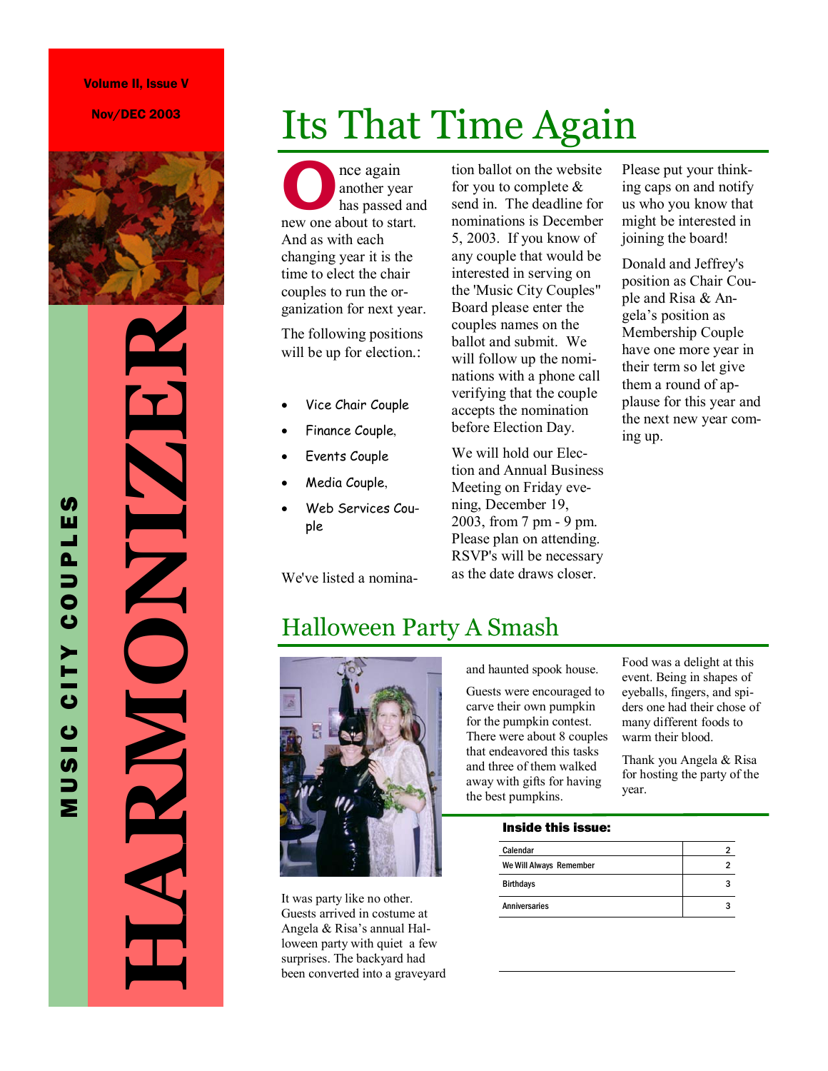Volume II, Issue V

Nov/DEC 2003

# HARMONIZER

MUSIC CITY COUPLES

## Its That Time Again

Once again another year has passed and new one about to start. And as with each changing year it is the time to elect the chair couples to run the organization for next year.

The following positions will be up for election.:

- Vice Chair Couple
- Finance Couple,
- Events Couple
- Media Couple,
- Web Services Couple

We've listed a nomination ballot on the website for you to complete & send in. The deadline for nominations is December 5, 2003. If you know of any couple that would be interested in serving on the 'Music City Couples" Board please enter the couples names on the ballot and submit. We will follow up the nominations with a phone call verifying that the couple accepts the nomination before Election Day.

We will hold our Election and Annual Business Meeting on Friday evening, December 19, 2003, from 7 pm - 9 pm. Please plan on attending. RSVP's will be necessary as the date draws closer.

Please put your thinking caps on and notify us who you know that might be interested in joining the board!

Donald and Jeffrey's position as Chair Couple and Risa & Angela's position as Membership Couple have one more year in their term so let give them a round of applause for this year and the next new year coming up.

## Halloween Party A Smash

It was party like no other. Guests arrived in costume at Angela & Risa's annual Halloween party with quiet a few surprises. The backyard had been converted into a graveyard and haunted spook house.

Guests were encouraged to carve their own pumpkin for the pumpkin contest. There were about 8 couples that endeavored this tasks and three of them walked away with gifts for having the best pumpkins.

Food was a delight at this event. Being in shapes of eyeballs, fingers, and spiders one had their choose of many different foods to warm their blood.

Thank you Angela & Risa for hosting the party of the year.

**Inside this issue:**

| | |
|---|---|
| Calendar | 2 |
| We Will Always Remember | 2 |
| Birthdays | 3 |
| Anniversaries | 3 |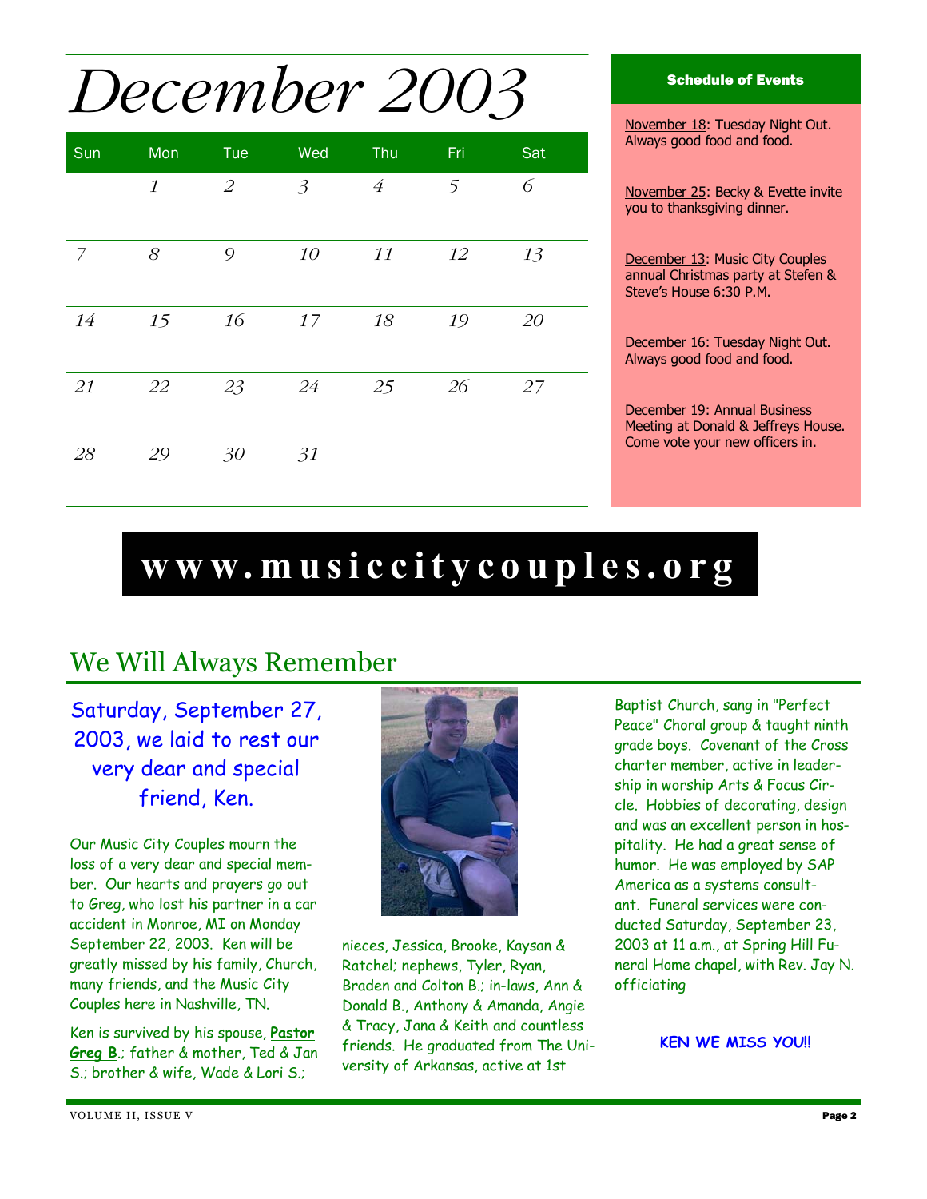# December 2003

| Sun | Mon | Tue | Wed | Thu | Fri | Sat |
|---|---|---|---|---|---|---|
| | 1 | 2 | 3 | 4 | 5 | 6 |
| 7 | 8 | 9 | 10 | 11 | 12 | 13 |
| 14 | 15 | 16 | 17 | 18 | 19 | 20 |
| 21 | 22 | 23 | 24 | 25 | 26 | 27 |
| 28 | 29 | 30 | 31 | | | |

**Schedule of Events**

November 18: Tuesday Night Out. Always good food and food.

November 25: Becky & Evette invite you to thanksgiving dinner.

December 13: Music City Couples annual Christmas party at Stefen & Steve's House 6:30 P.M.

December 16: Tuesday Night Out. Always good food and food.

December 19: Annual Business Meeting at Donald & Jeffreys House. Come vote your new officers in.

**www.musiccitycouples.org**

## We Will Always Remember

### Saturday, September 27, 2003, we laid to rest our very dear and special friend, Ken.

Our Music City Couples mourn the loss of a very dear and special member. Our hearts and prayers go out to Greg, who lost his partner in a car accident in Monroe, MI on Monday September 22, 2003. Ken will be greatly missed by his family, Church, many friends, and the Music City Couples here in Nashville, TN.

Ken is survived by his spouse, **Pastor Greg B**.; father & mother, Ted & Jan S.; brother & wife, Wade & Lori S.; nieces, Jessica, Brooke, Kaysan & Ratchel; nephews, Tyler, Ryan, Braden and Colton B.; in-laws, Ann & Donald B., Anthony & Amanda, Angie & Tracy, Jana & Keith and countless friends. He graduated from The University of Arkansas, active at 1st Baptist Church, sang in "Perfect Peace" Choral group & taught ninth grade boys. Covenant of the Cross charter member, active in leadership in worship Arts & Focus Circle. Hobbies of decorating, design and was an excellent person in hospitality. He had a great sense of humor. He was employed by SAP America as a systems consultant. Funeral services were conducted Saturday, September 23, 2003 at 11 a.m., at Spring Hill Funeral Home chapel, with Rev. Jay N. officiating

**KEN WE MISS YOU!!**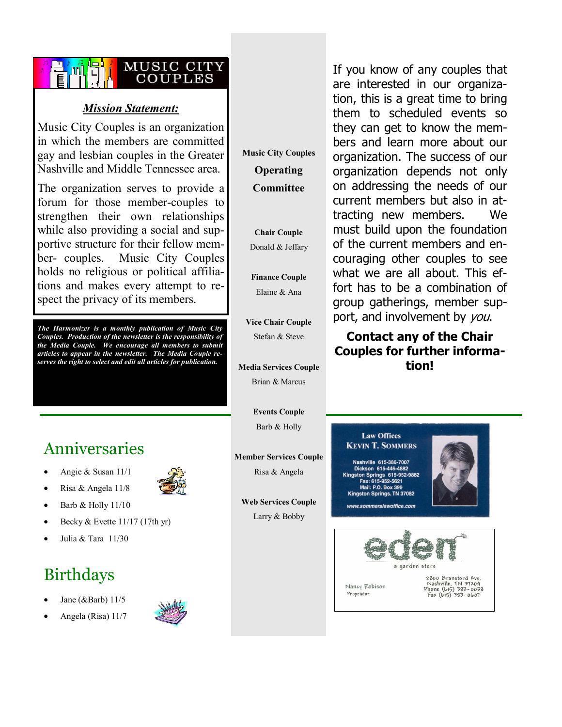# MUSIC CITY COUPLES

***Mission Statement:***

Music City Couples is an organization in which the members are committed gay and lesbian couples in the Greater Nashville and Middle Tennessee area.

The organization serves to provide a forum for those member-couples to strengthen their own relationships while also providing a social and supportive structure for their fellow member- couples. Music City Couples holds no religious or political affiliations and makes every attempt to respect the privacy of its members.

***The Harmonizer is a monthly publication of Music City Couples. Production of the newsletter is the responsibility of the Media Couple. We encourage all members to submit articles to appear in the newsletter. The Media Couple reserves the right to select and edit all articles for publication.***

## Anniversaries

- Angie & Susan 11/1
- Risa & Angela 11/8
- Barb & Holly 11/10
- Becky & Evette 11/17 (17th yr)
- Julia & Tara 11/30

## Birthdays

- Jane (&Barb) 11/5
- Angela (Risa) 11/7

**Music City Couples**

## Operating Committee

**Chair Couple**
Donald & Jeffary

**Finance Couple**
Elaine & Ana

**Vice Chair Couple**
Stefan & Steve

**Media Services Couple**
Brian & Marcus

**Events Couple**
Barb & Holly

**Member Services Couple**
Risa & Angela

**Web Services Couple**
Larry & Bobby

If you know of any couples that are interested in our organization, this is a great time to bring them to scheduled events so they can get to know the members and learn more about our organization. The success of our organization depends not only on addressing the needs of our current members but also in attracting new members. We must build upon the foundation of the current members and encouraging other couples to see what we are all about. This effort has to be a combination of group gatherings, member support, and involvement by *you*.

**Contact any of the Chair Couples for further information!**

Law Offices
KEVIN T. SOMMERS

Nashville 615-386-7007
Dickson 615-446-4882
Kingston Springs 615-952-9882
Fax: 615-952-5621
Mail: P.O. Box 399
Kingston Springs, TN 37082

www.sommerslawoffice.com

eden
a garden store

Nancy Robison
Proprietor

2800 Bransford Ave.
Nashville, TN 37204
Phone (615) 383-0038
Fax (615) 383-0607